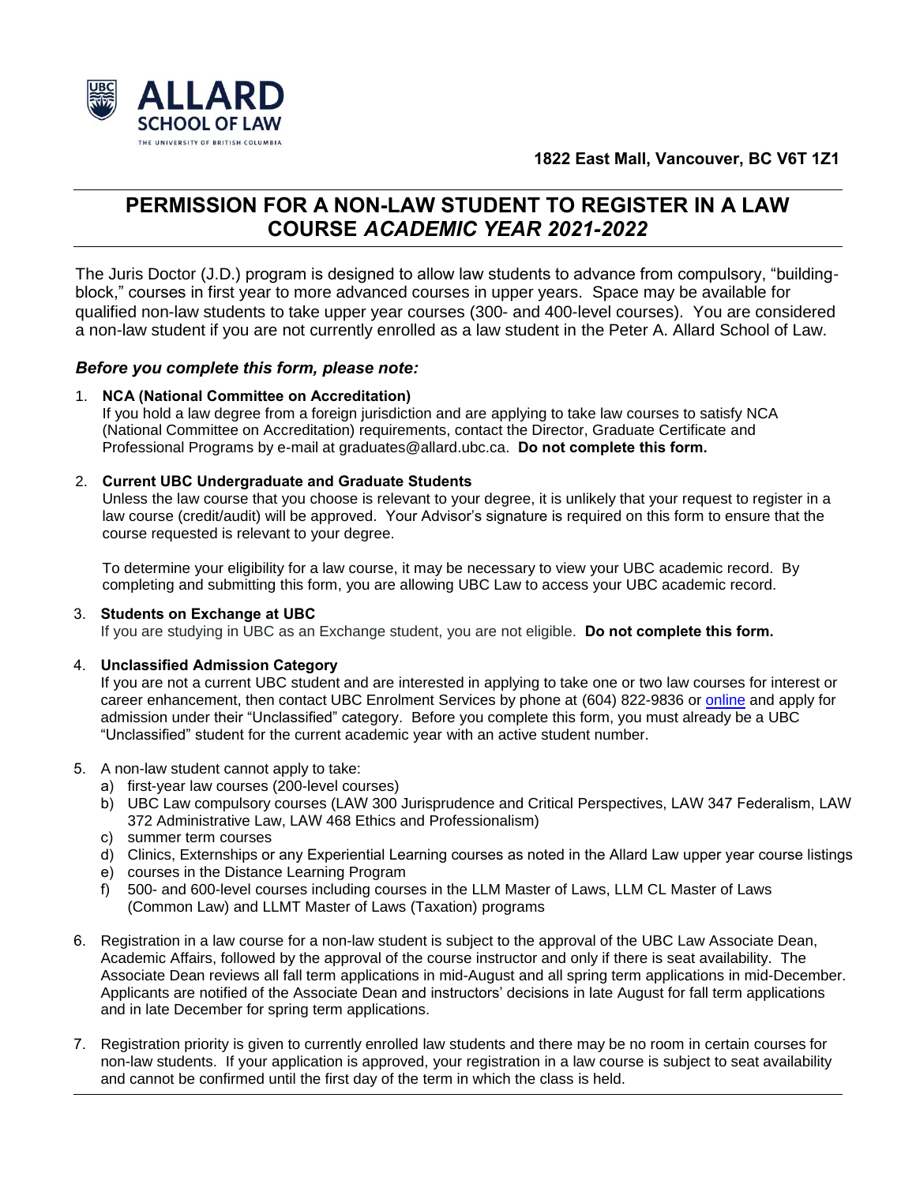ALLARD SCHOOL OF LAW

THE UNIVERSITY OF BRITISH COLUMBIA

**1822 East Mall, Vancouver, BC V6T 1Z1**

# PERMISSION FOR A NON-LAW STUDENT TO REGISTER IN A LAW COURSE *ACADEMIC YEAR 2021-2022*

The Juris Doctor (J.D.) program is designed to allow law students to advance from compulsory, "building-block," courses in first year to more advanced courses in upper years. Space may be available for qualified non-law students to take upper year courses (300- and 400-level courses). You are considered a non-law student if you are not currently enrolled as a law student in the Peter A. Allard School of Law.

### *Before you complete this form, please note:*

1. **NCA (National Committee on Accreditation)**
   If you hold a law degree from a foreign jurisdiction and are applying to take law courses to satisfy NCA (National Committee on Accreditation) requirements, contact the Director, Graduate Certificate and Professional Programs by e-mail at graduates@allard.ubc.ca. **Do not complete this form.**

2. **Current UBC Undergraduate and Graduate Students**
   Unless the law course that you choose is relevant to your degree, it is unlikely that your request to register in a law course (credit/audit) will be approved. Your Advisor's signature is required on this form to ensure that the course requested is relevant to your degree.

   To determine your eligibility for a law course, it may be necessary to view your UBC academic record. By completing and submitting this form, you are allowing UBC Law to access your UBC academic record.

3. **Students on Exchange at UBC**
   If you are studying in UBC as an Exchange student, you are not eligible. **Do not complete this form.**

4. **Unclassified Admission Category**
   If you are not a current UBC student and are interested in applying to take one or two law courses for interest or career enhancement, then contact UBC Enrolment Services by phone at (604) 822-9836 or online and apply for admission under their "Unclassified" category. Before you complete this form, you must already be a UBC "Unclassified" student for the current academic year with an active student number.

5. A non-law student cannot apply to take:
   a) first-year law courses (200-level courses)
   b) UBC Law compulsory courses (LAW 300 Jurisprudence and Critical Perspectives, LAW 347 Federalism, LAW 372 Administrative Law, LAW 468 Ethics and Professionalism)
   c) summer term courses
   d) Clinics, Externships or any Experiential Learning courses as noted in the Allard Law upper year course listings
   e) courses in the Distance Learning Program
   f) 500- and 600-level courses including courses in the LLM Master of Laws, LLM CL Master of Laws (Common Law) and LLMT Master of Laws (Taxation) programs

6. Registration in a law course for a non-law student is subject to the approval of the UBC Law Associate Dean, Academic Affairs, followed by the approval of the course instructor and only if there is seat availability. The Associate Dean reviews all fall term applications in mid-August and all spring term applications in mid-December. Applicants are notified of the Associate Dean and instructors' decisions in late August for fall term applications and in late December for spring term applications.

7. Registration priority is given to currently enrolled law students and there may be no room in certain courses for non-law students. If your application is approved, your registration in a law course is subject to seat availability and cannot be confirmed until the first day of the term in which the class is held.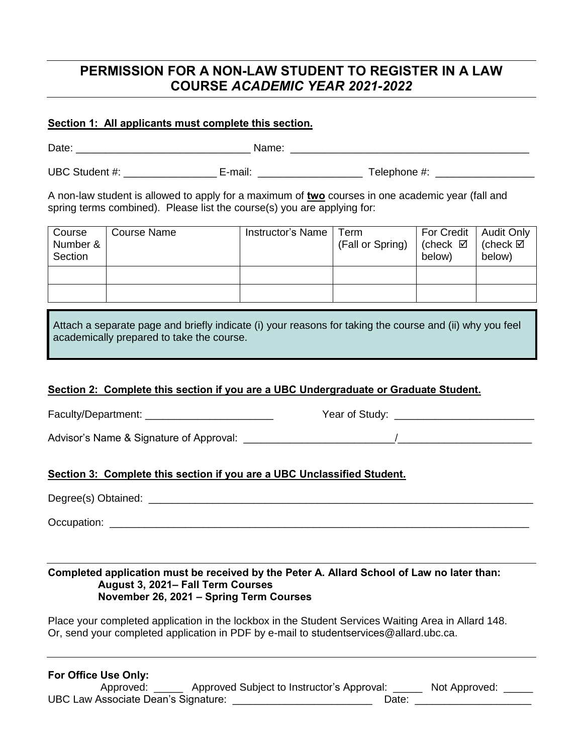## PERMISSION FOR A NON-LAW STUDENT TO REGISTER IN A LAW COURSE *ACADEMIC YEAR 2021-2022*

**Section 1: All applicants must complete this section.**

Date: ______________________________ Name: __________________________________________

UBC Student #: ________________ E-mail: __________________ Telephone #: _________________

A non-law student is allowed to apply for a maximum of **two** courses in one academic year (fall and spring terms combined). Please list the course(s) you are applying for:

| Course Number & Section | Course Name | Instructor's Name | Term (Fall or Spring) | For Credit (check ☑ below) | Audit Only (check ☑ below) |
|---|---|---|---|---|---|
| | | | | | |
| | | | | | |

Attach a separate page and briefly indicate (i) your reasons for taking the course and (ii) why you feel academically prepared to take the course.

**Section 2: Complete this section if you are a UBC Undergraduate or Graduate Student.**

Faculty/Department: ______________________ Year of Study: ________________________

Advisor's Name & Signature of Approval: __________________________/_______________________

**Section 3: Complete this section if you are a UBC Unclassified Student.**

Degree(s) Obtained: ______________________________________________________________________

Occupation: ____________________________________________________________________________

**Completed application must be received by the Peter A. Allard School of Law no later than:**
**August 3, 2021– Fall Term Courses**
**November 26, 2021 – Spring Term Courses**

Place your completed application in the lockbox in the Student Services Waiting Area in Allard 148.
Or, send your completed application in PDF by e-mail to studentservices@allard.ubc.ca.

**For Office Use Only:**

Approved: _____ Approved Subject to Instructor's Approval: _____ Not Approved: _____

UBC Law Associate Dean's Signature: ________________________ Date: ____________________